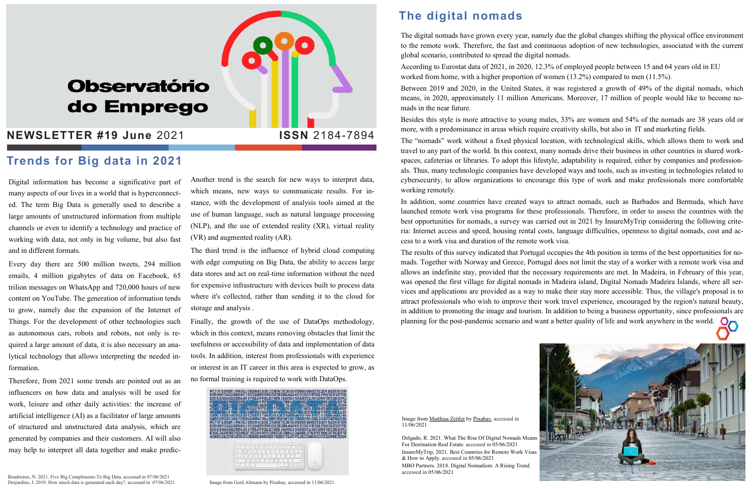# Observatório do Emprego

**NEWSLETTER #19 June** 2021 **ISSN** 2184-7894

## Trends for Big data in 2021

Digital information has become a significative part of many aspects of our lives in a world that is hyperconnected. The term Big Data is generally used to describe a large amounts of unstructured information from multiple channels or even to identify a technology and practice of working with data, not only in big volume, but also fast and in different formats.

Every day there are 500 million tweets, 294 million emails, 4 million gigabytes of data on Facebook, 65 trilion messages on WhatsApp and 720,000 hours of new content on YouTube. The generation of information tends to grow, namely due the expansion of the Internet of Things. For the development of other technologies such as autonomous cars, robots and robots, not only is required a large amount of data, it is also necessary an analytical technology that allows interpreting the needed information.

Therefore, from 2021 some trends are pointed out as an influencers on how data and analysis will be used for work, leisure and other daily activities: the increase of artificial intelligence (AI) as a facilitator of large amounts of structured and unstructured data analysis, which are generated by companies and their customers. AI will also may help to interpret all data together and make predic-

Another trend is the search for new ways to interpret data, which means, new ways to communicate results. For instance, with the development of analysis tools aimed at the use of human language, such as natural language processing (NLP), and the use of extended reality (XR), virtual reality (VR) and augmented reality (AR).

The third trend is the influence of hybrid cloud computing with edge computing on Big Data, the ability to access large data stores and act on real-time information without the need for expensive infrastructure with devices built to process data where it's collected, rather than sending it to the cloud for storage and analysis .

Finally, the growth of the use of DataOps methodology, which in this context, means removing obstacles that limit the usefulness or accessibility of data and implementation of data tools. In addition, interest from professionals with experience or interest in an IT career in this area is expected to grow, as no formal training is required to work with DataOps.

Image from Gerd Altmann by Pixabay, accessed in 11/06/2021

Boudreaux, N. 2021. Five Big Compliments To Big Data. accessed in 07/06/2021
Desjardins, J. 2019. How much data is generated each day?. accessed in 07/06/2021

## The digital nomads

The digital nomads have grown every year, namely due the global changes shifting the physical office environment to the remote work. Therefore, the fast and continuous adoption of new technologies, associated with the current global scenario, contributed to spread the digital nomads.

According to Eurostat data of 2021, in 2020, 12.3% of employed people between 15 and 64 years old in EU worked from home, with a higher proportion of women (13.2%) compared to men (11.5%).

Between 2019 and 2020, in the United States, it was registered a growth of 49% of the digital nomads, which means, in 2020, approximately 11 million Americans. Moreover, 17 million of people would like to become nomads in the near future.

Besides this style is more attractive to young males, 33% are women and 54% of the nomads are 38 years old or more, with a predominance in areas which require creativity skills, but also in IT and marketing fields.

The "nomads" work without a fixed physical location, with technological skills, which allows them to work and travel to any part of the world. In this context, many nomads drive their business in other countries in shared workspaces, cafeterias or libraries. To adopt this lifestyle, adaptability is required, either by companies and professionals. Thus, many technologic companies have developed ways and tools, such as investing in technologies related to cybersecurity, to allow organizations to encourage this type of work and make professionals more comfortable working remotely.

In addition, some countries have created ways to attract nomads, such as Barbados and Bermuda, which have launched remote work visa programs for these professionals. Therefore, in order to assess the countries with the best opportunities for nomads, a survey was carried out in 2021 by InsureMyTrip considering the following criteria: Internet access and speed, housing rental costs, language difficulties, openness to digital nomads, cost and access to a work visa and duration of the remote work visa.

The results of this survey indicated that Portugal occupies the 4th position in terms of the best opportunities for nomads. Together with Norway and Greece, Portugal does not limit the stay of a worker with a remote work visa and allows an indefinite stay, provided that the necessary requirements are met. In Madeira, in February of this year, was opened the first village for digital nomads in Madeira island, Digital Nomads Madeira Islands, where all services and applications are provided as a way to make their stay more accessible. Thus, the village's proposal is to attract professionals who wish to improve their work travel experience, encouraged by the region's natural beauty, in addition to promoting the image and tourism. In addition to being a business opportunity, since professionals are planning for the post-pandemic scenario and want a better quality of life and work anywhere in the world.

Image from Matthias Zeitler by Pixabay, accessed in 11/06/2021

Delgado, R. 2021. What The Rise Of Digital Nomads Means For Destination Real Estate. accessed in 05/06/2021
InsureMyTrip, 2021. Best Countries for Remote Work Visas & How to Apply. accessed in 05/06/2021
MBO Partners. 2018. Digital Nomadism: A Rising Trend. accessed in 05/06/2021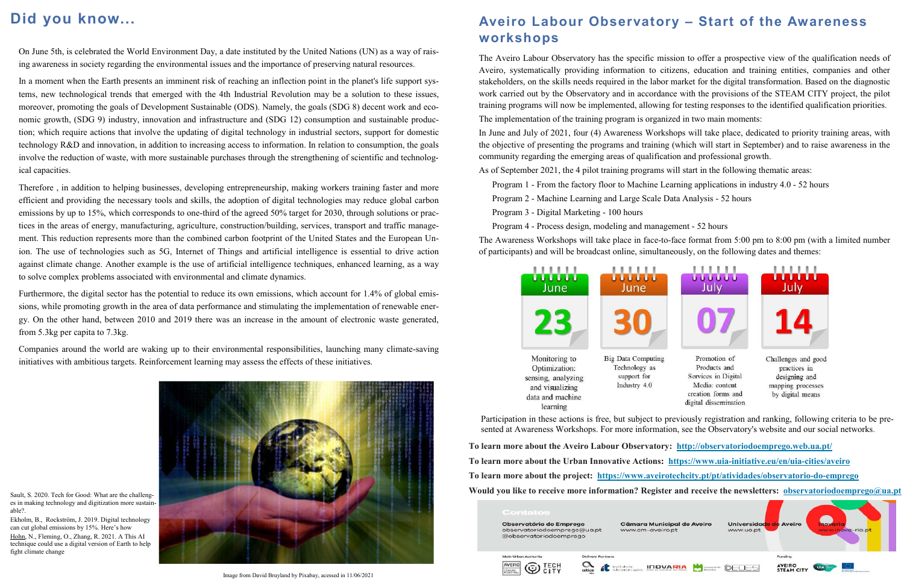## Did you know...

On June 5th, is celebrated the World Environment Day, a date instituted by the United Nations (UN) as a way of raising awareness in society regarding the environmental issues and the importance of preserving natural resources.

In a moment when the Earth presents an imminent risk of reaching an inflection point in the planet's life support systems, new technological trends that emerged with the 4th Industrial Revolution may be a solution to these issues, moreover, promoting the goals of Development Sustainable (ODS). Namely, the goals (SDG 8) decent work and economic growth, (SDG 9) industry, innovation and infrastructure and (SDG 12) consumption and sustainable production; which require actions that involve the updating of digital technology in industrial sectors, support for domestic technology R&D and innovation, in addition to increasing access to information. In relation to consumption, the goals involve the reduction of waste, with more sustainable purchases through the strengthening of scientific and technological capacities.

Therefore , in addition to helping businesses, developing entrepreneurship, making workers training faster and more efficient and providing the necessary tools and skills, the adoption of digital technologies may reduce global carbon emissions by up to 15%, which corresponds to one-third of the agreed 50% target for 2030, through solutions or practices in the areas of energy, manufacturing, agriculture, construction/building, services, transport and traffic management. This reduction represents more than the combined carbon footprint of the United States and the European Union. The use of technologies such as 5G, Internet of Things and artificial intelligence is essential to drive action against climate change. Another example is the use of artificial intelligence techniques, enhanced learning, as a way to solve complex problems associated with environmental and climate dynamics.

Furthermore, the digital sector has the potential to reduce its own emissions, which account for 1.4% of global emissions, while promoting growth in the area of data performance and stimulating the implementation of renewable energy. On the other hand, between 2010 and 2019 there was an increase in the amount of electronic waste generated, from 5.3kg per capita to 7.3kg.

Companies around the world are waking up to their environmental responsibilities, launching many climate-saving initiatives with ambitious targets. Reinforcement learning may assess the effects of these initiatives.

Sault, S. 2020. Tech for Good: What are the challenges in making technology and digitization more sustainable?.
Ekholm, B., Rockström, J. 2019. Digital technology can cut global emissions by 15%. Here's how
Hohn, N., Fleming, O., Zhang, R. 2021. A This AI technique could use a digital version of Earth to help fight climate change

Image from David Bruyland by Pixabay, accessed in 11/06/2021

## Aveiro Labour Observatory – Start of the Awareness workshops

The Aveiro Labour Observatory has the specific mission to offer a prospective view of the qualification needs of Aveiro, systematically providing information to citizens, education and training entities, companies and other stakeholders, on the skills needs required in the labor market for the digital transformation. Based on the diagnostic work carried out by the Observatory and in accordance with the provisions of the STEAM CITY project, the pilot training programs will now be implemented, allowing for testing responses to the identified qualification priorities.

The implementation of the training program is organized in two main moments:

In June and July of 2021, four (4) Awareness Workshops will take place, dedicated to priority training areas, with the objective of presenting the programs and training (which will start in September) and to raise awareness in the community regarding the emerging areas of qualification and professional growth.

As of September 2021, the 4 pilot training programs will start in the following thematic areas:

- Program 1 - From the factory floor to Machine Learning applications in industry 4.0 - 52 hours
- Program 2 - Machine Learning and Large Scale Data Analysis - 52 hours
- Program 3 - Digital Marketing - 100 hours
- Program 4 - Process design, modeling and management - 52 hours

The Awareness Workshops will take place in face-to-face format from 5:00 pm to 8:00 pm (with a limited number of participants) and will be broadcast online, simultaneously, on the following dates and themes:

- **June 23** – Monitoring to Optimization: sensing, analyzing and visualizing data and machine learning
- **June 30** – Big Data Computing Technology as support for Industry 4.0
- **July 07** – Promotion of Products and Services in Digital Media: content creation forms and digital dissemination
- **July 14** – Challenges and good practices in designing and mapping processes by digital means

Participation in these actions is free, but subject to previously registration and ranking, following criteria to be presented at Awareness Workshops. For more information, see the Observatory's website and our social networks.

**To learn more about the Aveiro Labour Observatory:** http://observatoriodoemprego.web.ua.pt/

**To learn more about the Urban Innovative Actions:** https://www.uia-initiative.eu/en/uia-cities/aveiro

**To learn more about the project:** https://www.aveirotechcity.pt/pt/atividades/observatorio-do-emprego

**Would you like to receive more information? Register and receive the newsletters:** observatoriodoemprego@ua.pt

Contatos

Observatório do Emprego
observatoriodoemprego@ua.pt
@observatoriodoemprego

Câmara Municipal de Aveiro
www.cm-aveiro.pt

Universidade de Aveiro
www.ua.pt

Inovaria
www.inovaria.pt

Main Urban Authority | Delivery Partners | Funding